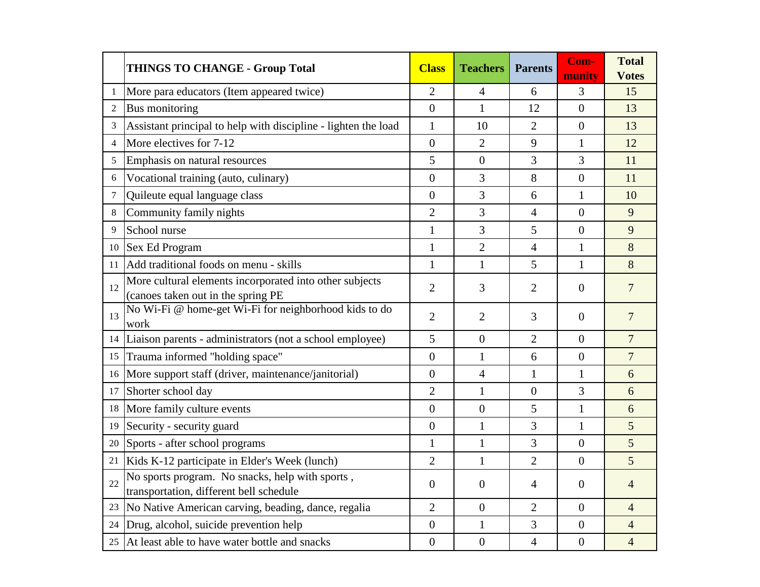| | THINGS TO CHANGE - Group Total | Class | Teachers | Parents | Com-munity | Total Votes |
|---|---|---|---|---|---|---|
| 1 | More para educators (Item appeared twice) | 2 | 4 | 6 | 3 | 15 |
| 2 | Bus monitoring | 0 | 1 | 12 | 0 | 13 |
| 3 | Assistant principal to help with discipline - lighten the load | 1 | 10 | 2 | 0 | 13 |
| 4 | More electives for 7-12 | 0 | 2 | 9 | 1 | 12 |
| 5 | Emphasis on natural resources | 5 | 0 | 3 | 3 | 11 |
| 6 | Vocational training (auto, culinary) | 0 | 3 | 8 | 0 | 11 |
| 7 | Quileute equal language class | 0 | 3 | 6 | 1 | 10 |
| 8 | Community family nights | 2 | 3 | 4 | 0 | 9 |
| 9 | School nurse | 1 | 3 | 5 | 0 | 9 |
| 10 | Sex Ed Program | 1 | 2 | 4 | 1 | 8 |
| 11 | Add traditional foods on menu - skills | 1 | 1 | 5 | 1 | 8 |
| 12 | More cultural elements incorporated into other subjects (canoes taken out in the spring PE | 2 | 3 | 2 | 0 | 7 |
| 13 | No Wi-Fi @ home-get Wi-Fi for neighborhood kids to do work | 2 | 2 | 3 | 0 | 7 |
| 14 | Liaison parents - administrators (not a school employee) | 5 | 0 | 2 | 0 | 7 |
| 15 | Trauma informed "holding space" | 0 | 1 | 6 | 0 | 7 |
| 16 | More support staff (driver, maintenance/janitorial) | 0 | 4 | 1 | 1 | 6 |
| 17 | Shorter school day | 2 | 1 | 0 | 3 | 6 |
| 18 | More family culture events | 0 | 0 | 5 | 1 | 6 |
| 19 | Security - security guard | 0 | 1 | 3 | 1 | 5 |
| 20 | Sports - after school programs | 1 | 1 | 3 | 0 | 5 |
| 21 | Kids K-12 participate in Elder's Week (lunch) | 2 | 1 | 2 | 0 | 5 |
| 22 | No sports program. No snacks, help with sports , transportation, different bell schedule | 0 | 0 | 4 | 0 | 4 |
| 23 | No Native American carving, beading, dance, regalia | 2 | 0 | 2 | 0 | 4 |
| 24 | Drug, alcohol, suicide prevention help | 0 | 1 | 3 | 0 | 4 |
| 25 | At least able to have water bottle and snacks | 0 | 0 | 4 | 0 | 4 |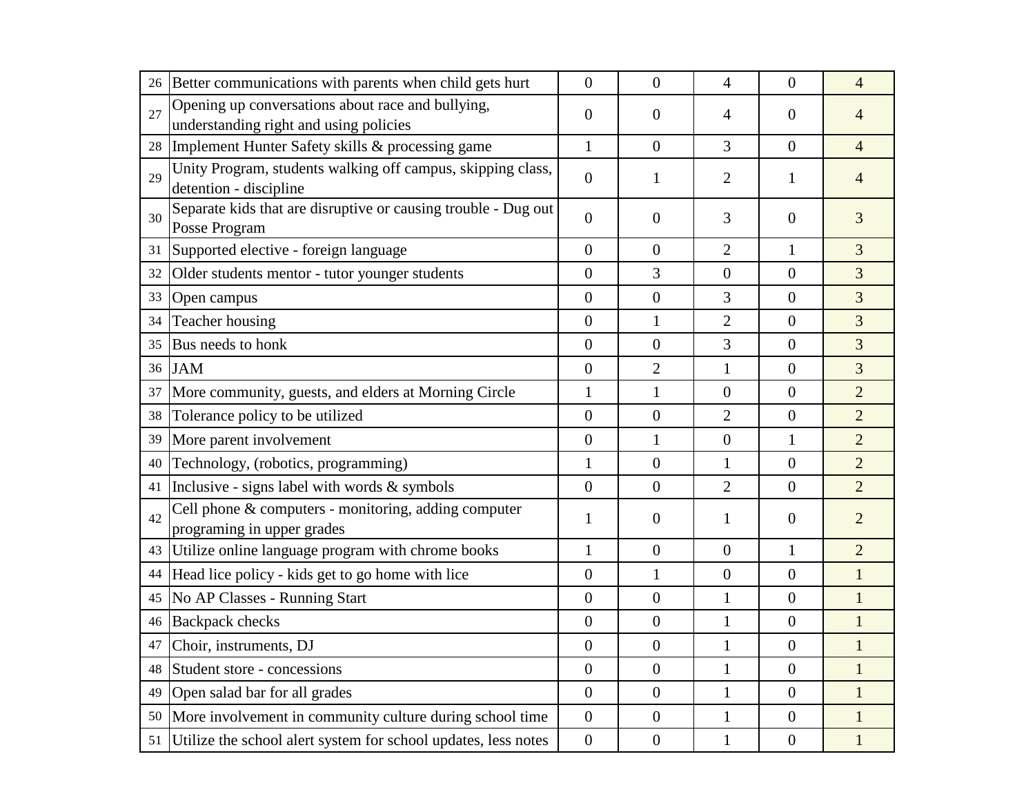| | | | | | | |
|---|---|---|---|---|---|---|
| 26 | Better communications with parents when child gets hurt | 0 | 0 | 4 | 0 | 4 |
| 27 | Opening up conversations about race and bullying, understanding right and using policies | 0 | 0 | 4 | 0 | 4 |
| 28 | Implement Hunter Safety skills & processing game | 1 | 0 | 3 | 0 | 4 |
| 29 | Unity Program, students walking off campus, skipping class, detention - discipline | 0 | 1 | 2 | 1 | 4 |
| 30 | Separate kids that are disruptive or causing trouble - Dug out Posse Program | 0 | 0 | 3 | 0 | 3 |
| 31 | Supported elective - foreign language | 0 | 0 | 2 | 1 | 3 |
| 32 | Older students mentor - tutor younger students | 0 | 3 | 0 | 0 | 3 |
| 33 | Open campus | 0 | 0 | 3 | 0 | 3 |
| 34 | Teacher housing | 0 | 1 | 2 | 0 | 3 |
| 35 | Bus needs to honk | 0 | 0 | 3 | 0 | 3 |
| 36 | JAM | 0 | 2 | 1 | 0 | 3 |
| 37 | More community, guests, and elders at Morning Circle | 1 | 1 | 0 | 0 | 2 |
| 38 | Tolerance policy to be utilized | 0 | 0 | 2 | 0 | 2 |
| 39 | More parent involvement | 0 | 1 | 0 | 1 | 2 |
| 40 | Technology, (robotics, programming) | 1 | 0 | 1 | 0 | 2 |
| 41 | Inclusive - signs label with words & symbols | 0 | 0 | 2 | 0 | 2 |
| 42 | Cell phone & computers - monitoring, adding computer programing in upper grades | 1 | 0 | 1 | 0 | 2 |
| 43 | Utilize online language program with chrome books | 1 | 0 | 0 | 1 | 2 |
| 44 | Head lice policy - kids get to go home with lice | 0 | 1 | 0 | 0 | 1 |
| 45 | No AP Classes - Running Start | 0 | 0 | 1 | 0 | 1 |
| 46 | Backpack checks | 0 | 0 | 1 | 0 | 1 |
| 47 | Choir, instruments, DJ | 0 | 0 | 1 | 0 | 1 |
| 48 | Student store - concessions | 0 | 0 | 1 | 0 | 1 |
| 49 | Open salad bar for all grades | 0 | 0 | 1 | 0 | 1 |
| 50 | More involvement in community culture during school time | 0 | 0 | 1 | 0 | 1 |
| 51 | Utilize the school alert system for school updates, less notes | 0 | 0 | 1 | 0 | 1 |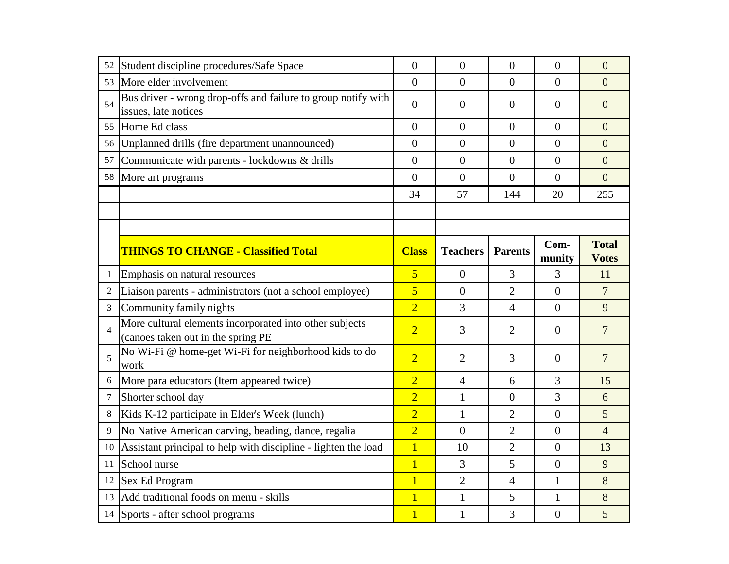| | | | | | | |
|---|---|---|---|---|---|---|
| 52 | Student discipline procedures/Safe Space | 0 | 0 | 0 | 0 | 0 |
| 53 | More elder involvement | 0 | 0 | 0 | 0 | 0 |
| 54 | Bus driver - wrong drop-offs and failure to group notify with issues, late notices | 0 | 0 | 0 | 0 | 0 |
| 55 | Home Ed class | 0 | 0 | 0 | 0 | 0 |
| 56 | Unplanned drills (fire department unannounced) | 0 | 0 | 0 | 0 | 0 |
| 57 | Communicate with parents - lockdowns & drills | 0 | 0 | 0 | 0 | 0 |
| 58 | More art programs | 0 | 0 | 0 | 0 | 0 |
| | | 34 | 57 | 144 | 20 | 255 |

| | THINGS TO CHANGE - Classified Total | Class | Teachers | Parents | Com-munity | Total Votes |
|---|---|---|---|---|---|---|
| 1 | Emphasis on natural resources | 5 | 0 | 3 | 3 | 11 |
| 2 | Liaison parents - administrators (not a school employee) | 5 | 0 | 2 | 0 | 7 |
| 3 | Community family nights | 2 | 3 | 4 | 0 | 9 |
| 4 | More cultural elements incorporated into other subjects (canoes taken out in the spring PE | 2 | 3 | 2 | 0 | 7 |
| 5 | No Wi-Fi @ home-get Wi-Fi for neighborhood kids to do work | 2 | 2 | 3 | 0 | 7 |
| 6 | More para educators (Item appeared twice) | 2 | 4 | 6 | 3 | 15 |
| 7 | Shorter school day | 2 | 1 | 0 | 3 | 6 |
| 8 | Kids K-12 participate in Elder's Week (lunch) | 2 | 1 | 2 | 0 | 5 |
| 9 | No Native American carving, beading, dance, regalia | 2 | 0 | 2 | 0 | 4 |
| 10 | Assistant principal to help with discipline - lighten the load | 1 | 10 | 2 | 0 | 13 |
| 11 | School nurse | 1 | 3 | 5 | 0 | 9 |
| 12 | Sex Ed Program | 1 | 2 | 4 | 1 | 8 |
| 13 | Add traditional foods on menu - skills | 1 | 1 | 5 | 1 | 8 |
| 14 | Sports - after school programs | 1 | 1 | 3 | 0 | 5 |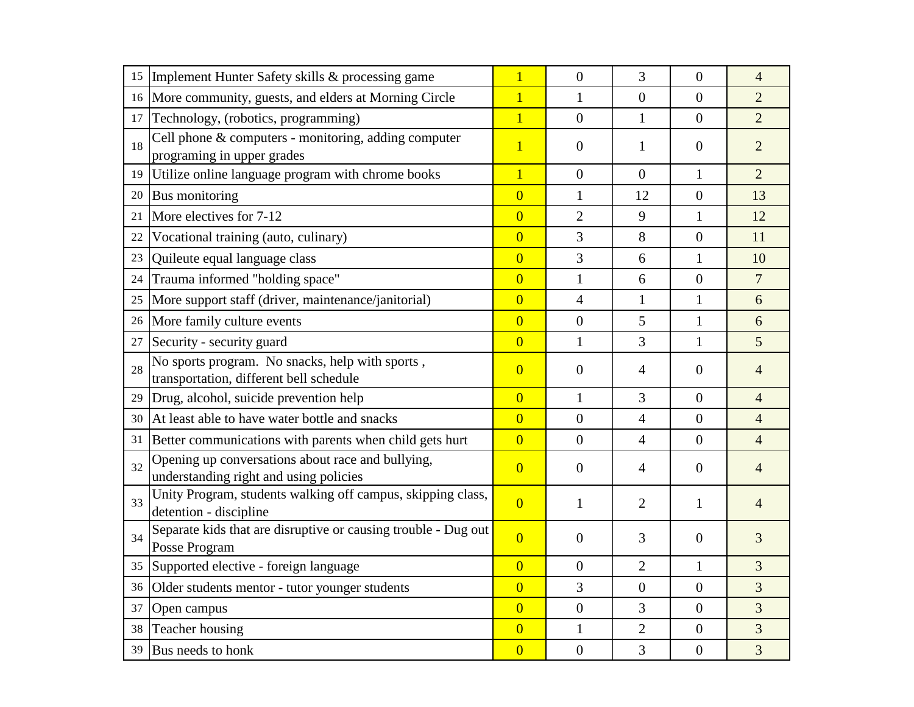| | | | | | | |
|---|---|---|---|---|---|---|
| 15 | Implement Hunter Safety skills & processing game | 1 | 0 | 3 | 0 | 4 |
| 16 | More community, guests, and elders at Morning Circle | 1 | 1 | 0 | 0 | 2 |
| 17 | Technology, (robotics, programming) | 1 | 0 | 1 | 0 | 2 |
| 18 | Cell phone & computers - monitoring, adding computer programing in upper grades | 1 | 0 | 1 | 0 | 2 |
| 19 | Utilize online language program with chrome books | 1 | 0 | 0 | 1 | 2 |
| 20 | Bus monitoring | 0 | 1 | 12 | 0 | 13 |
| 21 | More electives for 7-12 | 0 | 2 | 9 | 1 | 12 |
| 22 | Vocational training (auto, culinary) | 0 | 3 | 8 | 0 | 11 |
| 23 | Quileute equal language class | 0 | 3 | 6 | 1 | 10 |
| 24 | Trauma informed "holding space" | 0 | 1 | 6 | 0 | 7 |
| 25 | More support staff (driver, maintenance/janitorial) | 0 | 4 | 1 | 1 | 6 |
| 26 | More family culture events | 0 | 0 | 5 | 1 | 6 |
| 27 | Security - security guard | 0 | 1 | 3 | 1 | 5 |
| 28 | No sports program. No snacks, help with sports , transportation, different bell schedule | 0 | 0 | 4 | 0 | 4 |
| 29 | Drug, alcohol, suicide prevention help | 0 | 1 | 3 | 0 | 4 |
| 30 | At least able to have water bottle and snacks | 0 | 0 | 4 | 0 | 4 |
| 31 | Better communications with parents when child gets hurt | 0 | 0 | 4 | 0 | 4 |
| 32 | Opening up conversations about race and bullying, understanding right and using policies | 0 | 0 | 4 | 0 | 4 |
| 33 | Unity Program, students walking off campus, skipping class, detention - discipline | 0 | 1 | 2 | 1 | 4 |
| 34 | Separate kids that are disruptive or causing trouble - Dug out Posse Program | 0 | 0 | 3 | 0 | 3 |
| 35 | Supported elective - foreign language | 0 | 0 | 2 | 1 | 3 |
| 36 | Older students mentor - tutor younger students | 0 | 3 | 0 | 0 | 3 |
| 37 | Open campus | 0 | 0 | 3 | 0 | 3 |
| 38 | Teacher housing | 0 | 1 | 2 | 0 | 3 |
| 39 | Bus needs to honk | 0 | 0 | 3 | 0 | 3 |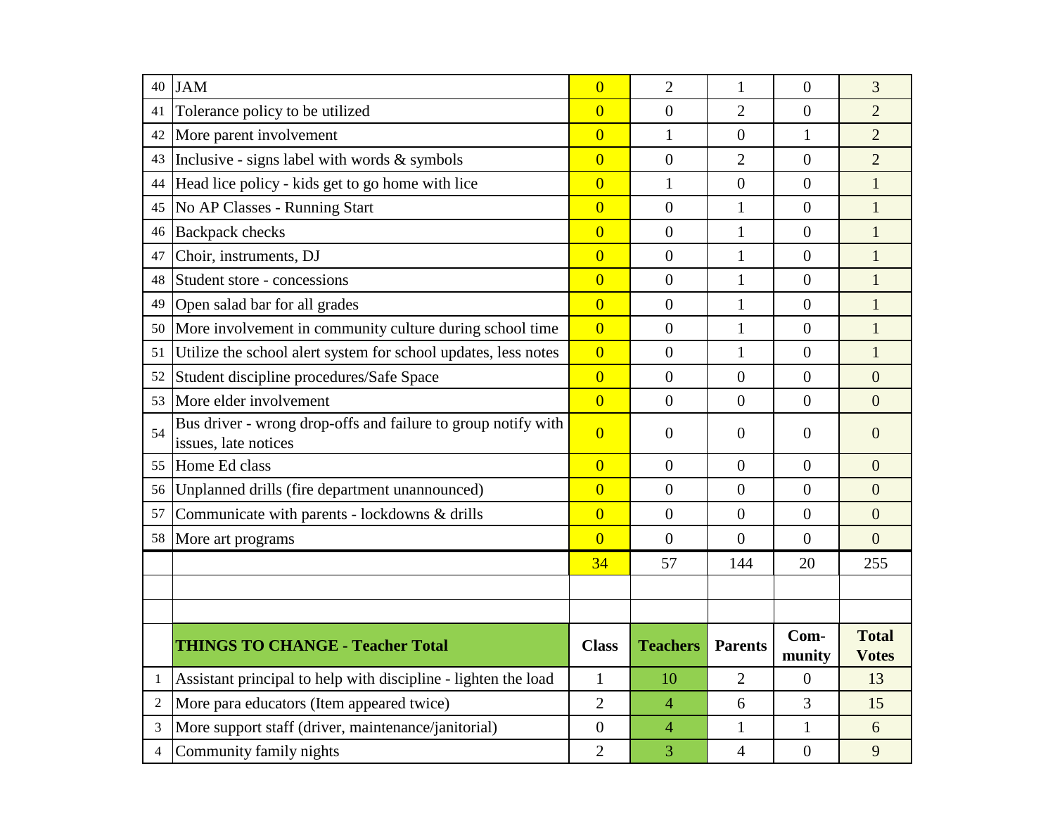| | | Class | Teachers | Parents | Community | Total Votes |
|---|---|---|---|---|---|---|
| 40 | JAM | 0 | 2 | 1 | 0 | 3 |
| 41 | Tolerance policy to be utilized | 0 | 0 | 2 | 0 | 2 |
| 42 | More parent involvement | 0 | 1 | 0 | 1 | 2 |
| 43 | Inclusive - signs label with words & symbols | 0 | 0 | 2 | 0 | 2 |
| 44 | Head lice policy - kids get to go home with lice | 0 | 1 | 0 | 0 | 1 |
| 45 | No AP Classes - Running Start | 0 | 0 | 1 | 0 | 1 |
| 46 | Backpack checks | 0 | 0 | 1 | 0 | 1 |
| 47 | Choir, instruments, DJ | 0 | 0 | 1 | 0 | 1 |
| 48 | Student store - concessions | 0 | 0 | 1 | 0 | 1 |
| 49 | Open salad bar for all grades | 0 | 0 | 1 | 0 | 1 |
| 50 | More involvement in community culture during school time | 0 | 0 | 1 | 0 | 1 |
| 51 | Utilize the school alert system for school updates, less notes | 0 | 0 | 1 | 0 | 1 |
| 52 | Student discipline procedures/Safe Space | 0 | 0 | 0 | 0 | 0 |
| 53 | More elder involvement | 0 | 0 | 0 | 0 | 0 |
| 54 | Bus driver - wrong drop-offs and failure to group notify with issues, late notices | 0 | 0 | 0 | 0 | 0 |
| 55 | Home Ed class | 0 | 0 | 0 | 0 | 0 |
| 56 | Unplanned drills (fire department unannounced) | 0 | 0 | 0 | 0 | 0 |
| 57 | Communicate with parents - lockdowns & drills | 0 | 0 | 0 | 0 | 0 |
| 58 | More art programs | 0 | 0 | 0 | 0 | 0 |
| | | 34 | 57 | 144 | 20 | 255 |

| | **THINGS TO CHANGE - Teacher Total** | **Class** | **Teachers** | **Parents** | **Com-munity** | **Total Votes** |
|---|---|---|---|---|---|---|
| 1 | Assistant principal to help with discipline - lighten the load | 1 | 10 | 2 | 0 | 13 |
| 2 | More para educators (Item appeared twice) | 2 | 4 | 6 | 3 | 15 |
| 3 | More support staff (driver, maintenance/janitorial) | 0 | 4 | 1 | 1 | 6 |
| 4 | Community family nights | 2 | 3 | 4 | 0 | 9 |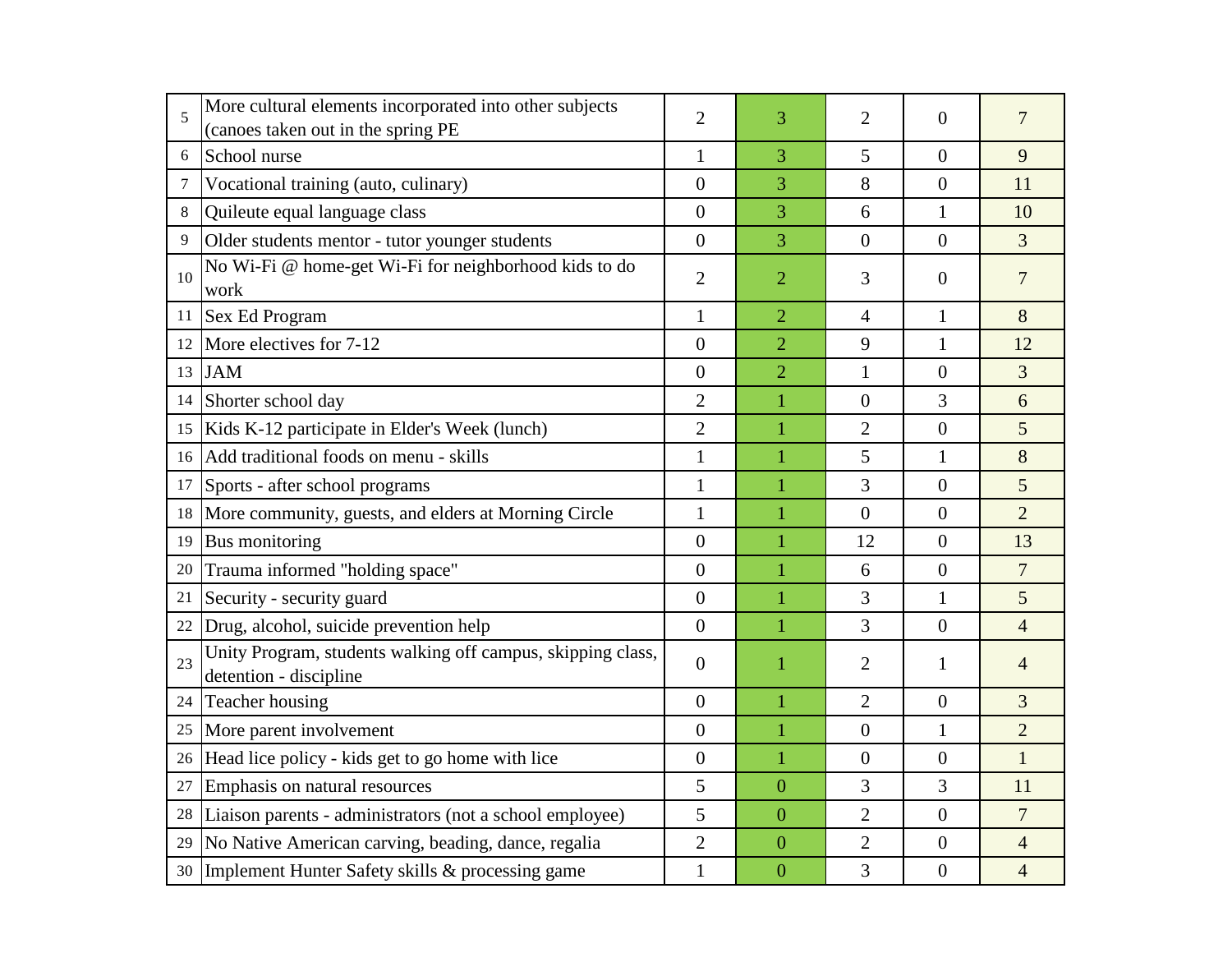| | | | | | | |
|---|---|---|---|---|---|---|
| 5 | More cultural elements incorporated into other subjects (canoes taken out in the spring PE | 2 | 3 | 2 | 0 | 7 |
| 6 | School nurse | 1 | 3 | 5 | 0 | 9 |
| 7 | Vocational training (auto, culinary) | 0 | 3 | 8 | 0 | 11 |
| 8 | Quileute equal language class | 0 | 3 | 6 | 1 | 10 |
| 9 | Older students mentor - tutor younger students | 0 | 3 | 0 | 0 | 3 |
| 10 | No Wi-Fi @ home-get Wi-Fi for neighborhood kids to do work | 2 | 2 | 3 | 0 | 7 |
| 11 | Sex Ed Program | 1 | 2 | 4 | 1 | 8 |
| 12 | More electives for 7-12 | 0 | 2 | 9 | 1 | 12 |
| 13 | JAM | 0 | 2 | 1 | 0 | 3 |
| 14 | Shorter school day | 2 | 1 | 0 | 3 | 6 |
| 15 | Kids K-12 participate in Elder's Week (lunch) | 2 | 1 | 2 | 0 | 5 |
| 16 | Add traditional foods on menu - skills | 1 | 1 | 5 | 1 | 8 |
| 17 | Sports - after school programs | 1 | 1 | 3 | 0 | 5 |
| 18 | More community, guests, and elders at Morning Circle | 1 | 1 | 0 | 0 | 2 |
| 19 | Bus monitoring | 0 | 1 | 12 | 0 | 13 |
| 20 | Trauma informed "holding space" | 0 | 1 | 6 | 0 | 7 |
| 21 | Security - security guard | 0 | 1 | 3 | 1 | 5 |
| 22 | Drug, alcohol, suicide prevention help | 0 | 1 | 3 | 0 | 4 |
| 23 | Unity Program, students walking off campus, skipping class, detention - discipline | 0 | 1 | 2 | 1 | 4 |
| 24 | Teacher housing | 0 | 1 | 2 | 0 | 3 |
| 25 | More parent involvement | 0 | 1 | 0 | 1 | 2 |
| 26 | Head lice policy - kids get to go home with lice | 0 | 1 | 0 | 0 | 1 |
| 27 | Emphasis on natural resources | 5 | 0 | 3 | 3 | 11 |
| 28 | Liaison parents - administrators (not a school employee) | 5 | 0 | 2 | 0 | 7 |
| 29 | No Native American carving, beading, dance, regalia | 2 | 0 | 2 | 0 | 4 |
| 30 | Implement Hunter Safety skills & processing game | 1 | 0 | 3 | 0 | 4 |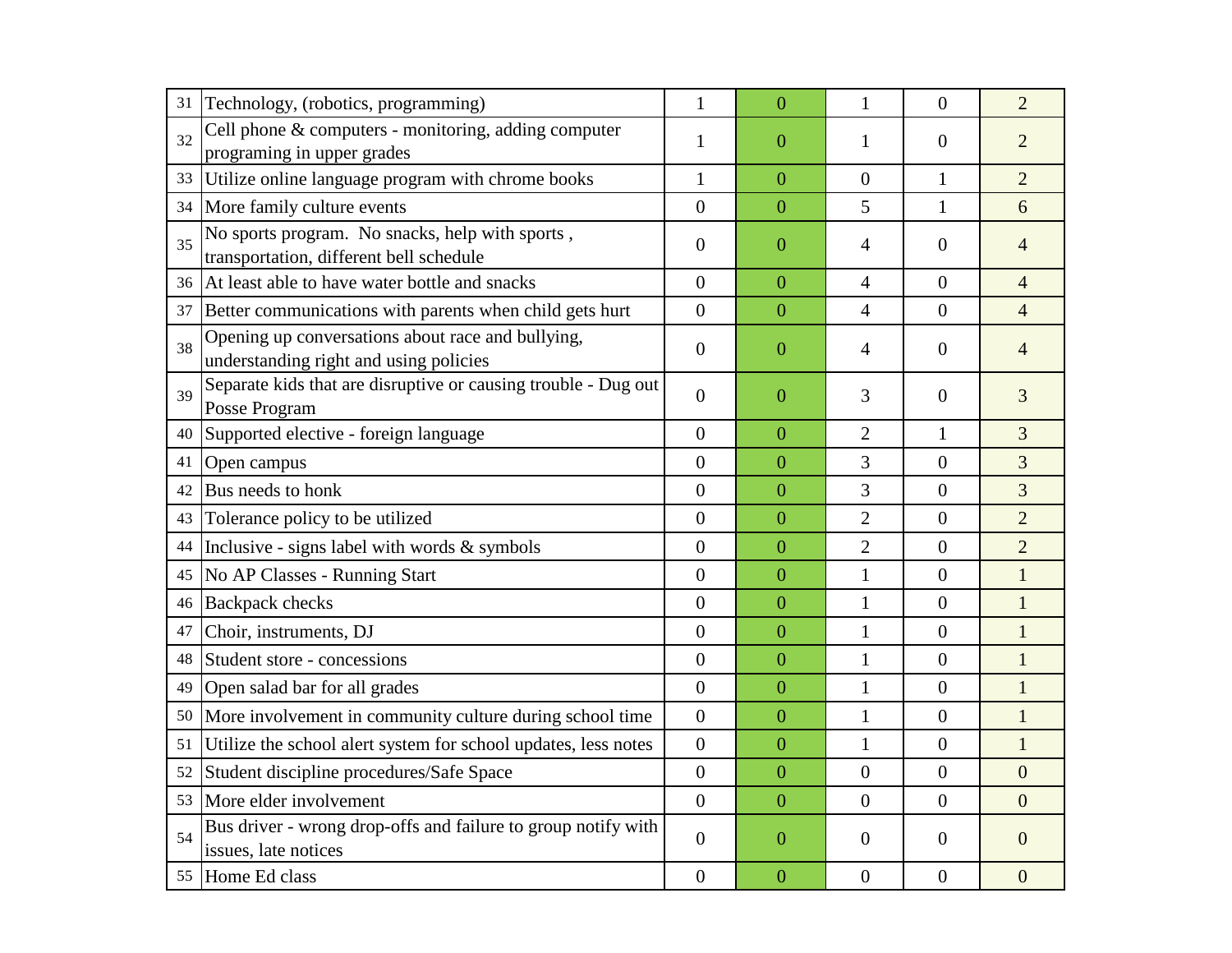| | | | | | | |
|---|---|---|---|---|---|---|
| 31 | Technology, (robotics, programming) | 1 | 0 | 1 | 0 | 2 |
| 32 | Cell phone & computers - monitoring, adding computer programing in upper grades | 1 | 0 | 1 | 0 | 2 |
| 33 | Utilize online language program with chrome books | 1 | 0 | 0 | 1 | 2 |
| 34 | More family culture events | 0 | 0 | 5 | 1 | 6 |
| 35 | No sports program. No snacks, help with sports , transportation, different bell schedule | 0 | 0 | 4 | 0 | 4 |
| 36 | At least able to have water bottle and snacks | 0 | 0 | 4 | 0 | 4 |
| 37 | Better communications with parents when child gets hurt | 0 | 0 | 4 | 0 | 4 |
| 38 | Opening up conversations about race and bullying, understanding right and using policies | 0 | 0 | 4 | 0 | 4 |
| 39 | Separate kids that are disruptive or causing trouble - Dug out Posse Program | 0 | 0 | 3 | 0 | 3 |
| 40 | Supported elective - foreign language | 0 | 0 | 2 | 1 | 3 |
| 41 | Open campus | 0 | 0 | 3 | 0 | 3 |
| 42 | Bus needs to honk | 0 | 0 | 3 | 0 | 3 |
| 43 | Tolerance policy to be utilized | 0 | 0 | 2 | 0 | 2 |
| 44 | Inclusive - signs label with words & symbols | 0 | 0 | 2 | 0 | 2 |
| 45 | No AP Classes - Running Start | 0 | 0 | 1 | 0 | 1 |
| 46 | Backpack checks | 0 | 0 | 1 | 0 | 1 |
| 47 | Choir, instruments, DJ | 0 | 0 | 1 | 0 | 1 |
| 48 | Student store - concessions | 0 | 0 | 1 | 0 | 1 |
| 49 | Open salad bar for all grades | 0 | 0 | 1 | 0 | 1 |
| 50 | More involvement in community culture during school time | 0 | 0 | 1 | 0 | 1 |
| 51 | Utilize the school alert system for school updates, less notes | 0 | 0 | 1 | 0 | 1 |
| 52 | Student discipline procedures/Safe Space | 0 | 0 | 0 | 0 | 0 |
| 53 | More elder involvement | 0 | 0 | 0 | 0 | 0 |
| 54 | Bus driver - wrong drop-offs and failure to group notify with issues, late notices | 0 | 0 | 0 | 0 | 0 |
| 55 | Home Ed class | 0 | 0 | 0 | 0 | 0 |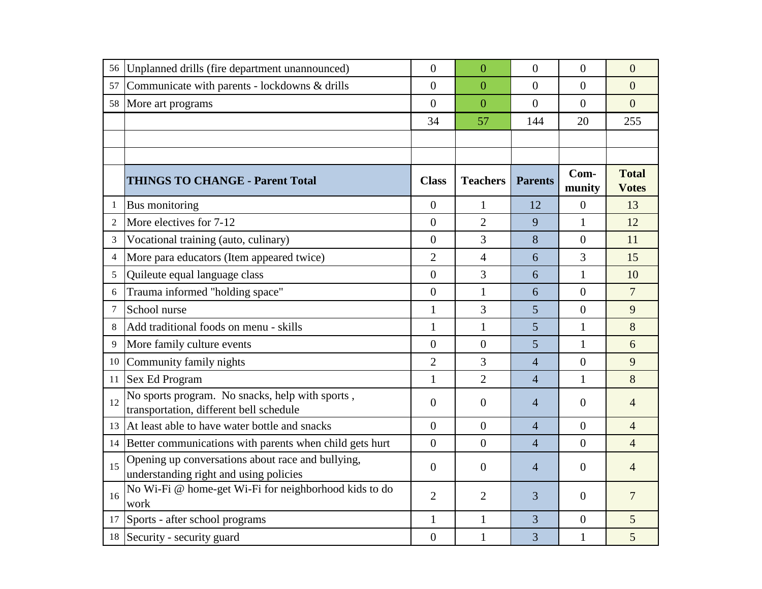| | | | | | | |
|---|---|---|---|---|---|---|
| 56 | Unplanned drills (fire department unannounced) | 0 | 0 | 0 | 0 | 0 |
| 57 | Communicate with parents - lockdowns & drills | 0 | 0 | 0 | 0 | 0 |
| 58 | More art programs | 0 | 0 | 0 | 0 | 0 |
| | | 34 | 57 | 144 | 20 | 255 |

| | THINGS TO CHANGE - Parent Total | Class | Teachers | Parents | Com-munity | Total Votes |
|---|---|---|---|---|---|---|
| 1 | Bus monitoring | 0 | 1 | 12 | 0 | 13 |
| 2 | More electives for 7-12 | 0 | 2 | 9 | 1 | 12 |
| 3 | Vocational training (auto, culinary) | 0 | 3 | 8 | 0 | 11 |
| 4 | More para educators (Item appeared twice) | 2 | 4 | 6 | 3 | 15 |
| 5 | Quileute equal language class | 0 | 3 | 6 | 1 | 10 |
| 6 | Trauma informed "holding space" | 0 | 1 | 6 | 0 | 7 |
| 7 | School nurse | 1 | 3 | 5 | 0 | 9 |
| 8 | Add traditional foods on menu - skills | 1 | 1 | 5 | 1 | 8 |
| 9 | More family culture events | 0 | 0 | 5 | 1 | 6 |
| 10 | Community family nights | 2 | 3 | 4 | 0 | 9 |
| 11 | Sex Ed Program | 1 | 2 | 4 | 1 | 8 |
| 12 | No sports program. No snacks, help with sports , transportation, different bell schedule | 0 | 0 | 4 | 0 | 4 |
| 13 | At least able to have water bottle and snacks | 0 | 0 | 4 | 0 | 4 |
| 14 | Better communications with parents when child gets hurt | 0 | 0 | 4 | 0 | 4 |
| 15 | Opening up conversations about race and bullying, understanding right and using policies | 0 | 0 | 4 | 0 | 4 |
| 16 | No Wi-Fi @ home-get Wi-Fi for neighborhood kids to do work | 2 | 2 | 3 | 0 | 7 |
| 17 | Sports - after school programs | 1 | 1 | 3 | 0 | 5 |
| 18 | Security - security guard | 0 | 1 | 3 | 1 | 5 |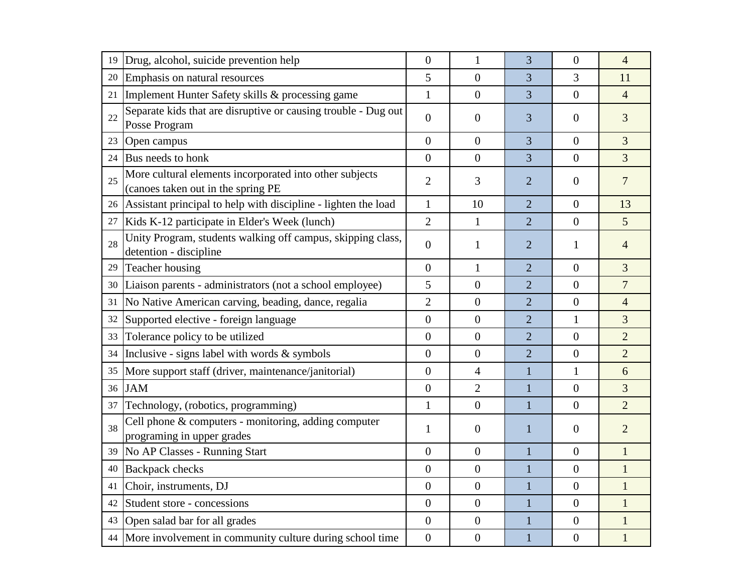| | | | | | | |
|---|---|---|---|---|---|---|
| 19 | Drug, alcohol, suicide prevention help | 0 | 1 | 3 | 0 | 4 |
| 20 | Emphasis on natural resources | 5 | 0 | 3 | 3 | 11 |
| 21 | Implement Hunter Safety skills & processing game | 1 | 0 | 3 | 0 | 4 |
| 22 | Separate kids that are disruptive or causing trouble - Dug out Posse Program | 0 | 0 | 3 | 0 | 3 |
| 23 | Open campus | 0 | 0 | 3 | 0 | 3 |
| 24 | Bus needs to honk | 0 | 0 | 3 | 0 | 3 |
| 25 | More cultural elements incorporated into other subjects (canoes taken out in the spring PE | 2 | 3 | 2 | 0 | 7 |
| 26 | Assistant principal to help with discipline - lighten the load | 1 | 10 | 2 | 0 | 13 |
| 27 | Kids K-12 participate in Elder's Week (lunch) | 2 | 1 | 2 | 0 | 5 |
| 28 | Unity Program, students walking off campus, skipping class, detention - discipline | 0 | 1 | 2 | 1 | 4 |
| 29 | Teacher housing | 0 | 1 | 2 | 0 | 3 |
| 30 | Liaison parents - administrators (not a school employee) | 5 | 0 | 2 | 0 | 7 |
| 31 | No Native American carving, beading, dance, regalia | 2 | 0 | 2 | 0 | 4 |
| 32 | Supported elective - foreign language | 0 | 0 | 2 | 1 | 3 |
| 33 | Tolerance policy to be utilized | 0 | 0 | 2 | 0 | 2 |
| 34 | Inclusive - signs label with words & symbols | 0 | 0 | 2 | 0 | 2 |
| 35 | More support staff (driver, maintenance/janitorial) | 0 | 4 | 1 | 1 | 6 |
| 36 | JAM | 0 | 2 | 1 | 0 | 3 |
| 37 | Technology, (robotics, programming) | 1 | 0 | 1 | 0 | 2 |
| 38 | Cell phone & computers - monitoring, adding computer programing in upper grades | 1 | 0 | 1 | 0 | 2 |
| 39 | No AP Classes - Running Start | 0 | 0 | 1 | 0 | 1 |
| 40 | Backpack checks | 0 | 0 | 1 | 0 | 1 |
| 41 | Choir, instruments, DJ | 0 | 0 | 1 | 0 | 1 |
| 42 | Student store - concessions | 0 | 0 | 1 | 0 | 1 |
| 43 | Open salad bar for all grades | 0 | 0 | 1 | 0 | 1 |
| 44 | More involvement in community culture during school time | 0 | 0 | 1 | 0 | 1 |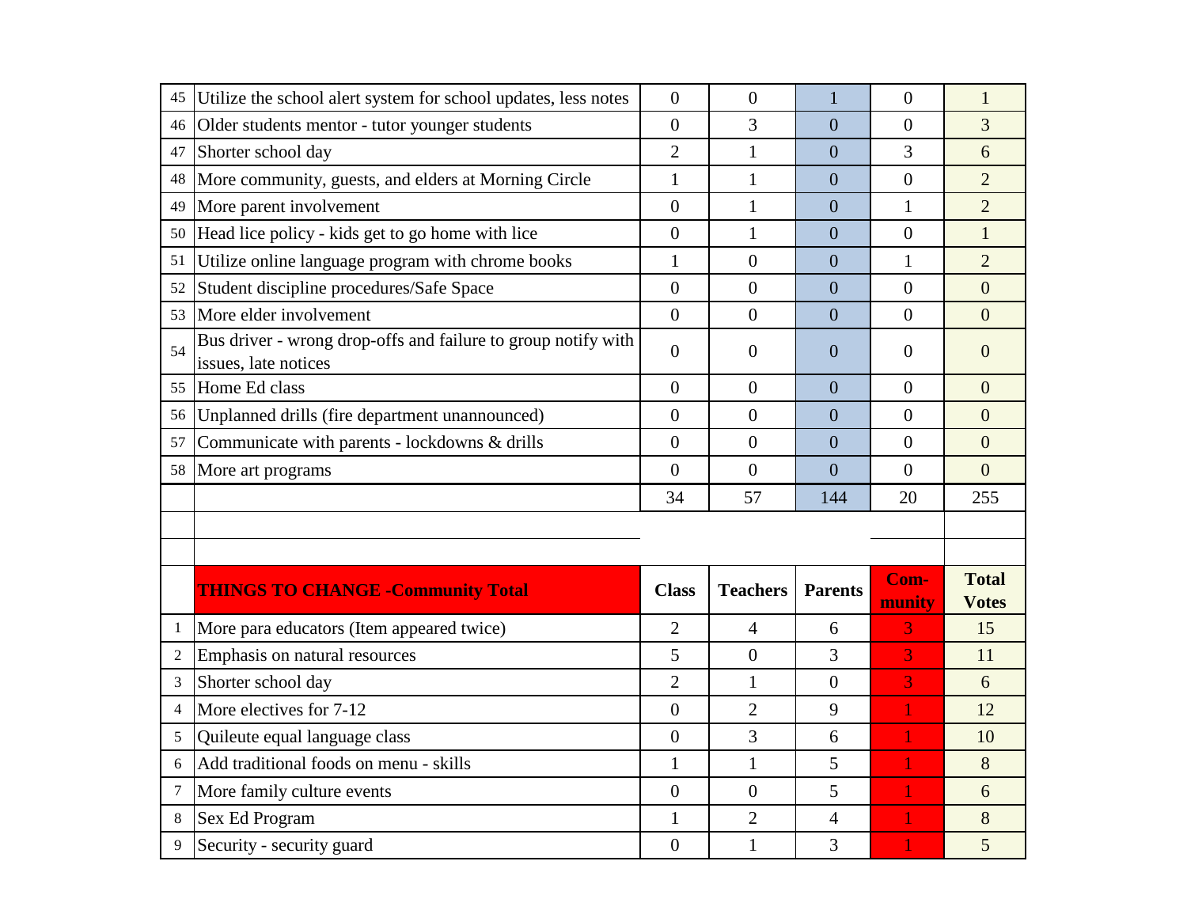| | | | | | | |
|---|---|---|---|---|---|---|
| 45 | Utilize the school alert system for school updates, less notes | 0 | 0 | 1 | 0 | 1 |
| 46 | Older students mentor - tutor younger students | 0 | 3 | 0 | 0 | 3 |
| 47 | Shorter school day | 2 | 1 | 0 | 3 | 6 |
| 48 | More community, guests, and elders at Morning Circle | 1 | 1 | 0 | 0 | 2 |
| 49 | More parent involvement | 0 | 1 | 0 | 1 | 2 |
| 50 | Head lice policy - kids get to go home with lice | 0 | 1 | 0 | 0 | 1 |
| 51 | Utilize online language program with chrome books | 1 | 0 | 0 | 1 | 2 |
| 52 | Student discipline procedures/Safe Space | 0 | 0 | 0 | 0 | 0 |
| 53 | More elder involvement | 0 | 0 | 0 | 0 | 0 |
| 54 | Bus driver - wrong drop-offs and failure to group notify with issues, late notices | 0 | 0 | 0 | 0 | 0 |
| 55 | Home Ed class | 0 | 0 | 0 | 0 | 0 |
| 56 | Unplanned drills (fire department unannounced) | 0 | 0 | 0 | 0 | 0 |
| 57 | Communicate with parents - lockdowns & drills | 0 | 0 | 0 | 0 | 0 |
| 58 | More art programs | 0 | 0 | 0 | 0 | 0 |
| | | 34 | 57 | 144 | 20 | 255 |

| | THINGS TO CHANGE -Community Total | Class | Teachers | Parents | Com-munity | Total Votes |
|---|---|---|---|---|---|---|
| 1 | More para educators (Item appeared twice) | 2 | 4 | 6 | 3 | 15 |
| 2 | Emphasis on natural resources | 5 | 0 | 3 | 3 | 11 |
| 3 | Shorter school day | 2 | 1 | 0 | 3 | 6 |
| 4 | More electives for 7-12 | 0 | 2 | 9 | 1 | 12 |
| 5 | Quileute equal language class | 0 | 3 | 6 | 1 | 10 |
| 6 | Add traditional foods on menu - skills | 1 | 1 | 5 | 1 | 8 |
| 7 | More family culture events | 0 | 0 | 5 | 1 | 6 |
| 8 | Sex Ed Program | 1 | 2 | 4 | 1 | 8 |
| 9 | Security - security guard | 0 | 1 | 3 | 1 | 5 |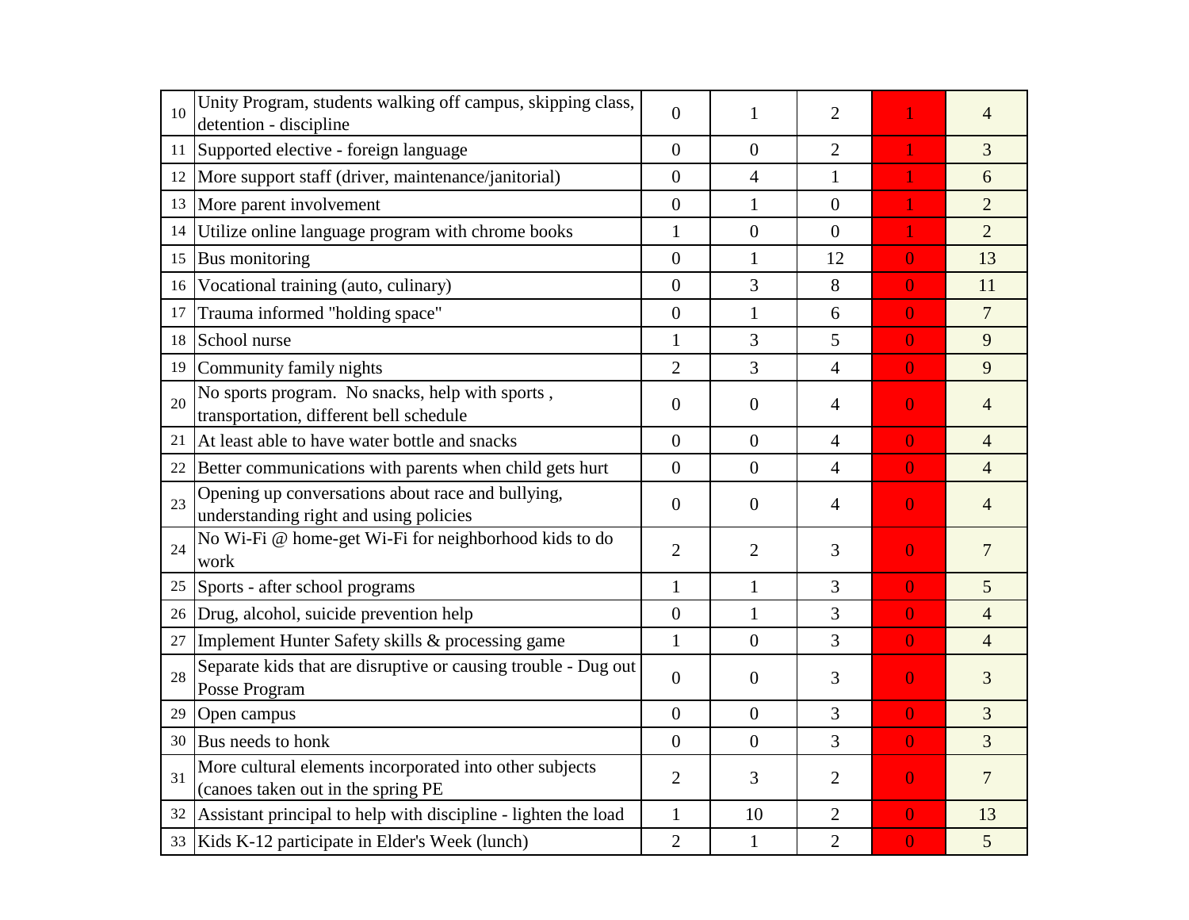| | | | | | | |
|---|---|---|---|---|---|---|
| 10 | Unity Program, students walking off campus, skipping class, detention - discipline | 0 | 1 | 2 | 1 | 4 |
| 11 | Supported elective - foreign language | 0 | 0 | 2 | 1 | 3 |
| 12 | More support staff (driver, maintenance/janitorial) | 0 | 4 | 1 | 1 | 6 |
| 13 | More parent involvement | 0 | 1 | 0 | 1 | 2 |
| 14 | Utilize online language program with chrome books | 1 | 0 | 0 | 1 | 2 |
| 15 | Bus monitoring | 0 | 1 | 12 | 0 | 13 |
| 16 | Vocational training (auto, culinary) | 0 | 3 | 8 | 0 | 11 |
| 17 | Trauma informed "holding space" | 0 | 1 | 6 | 0 | 7 |
| 18 | School nurse | 1 | 3 | 5 | 0 | 9 |
| 19 | Community family nights | 2 | 3 | 4 | 0 | 9 |
| 20 | No sports program. No snacks, help with sports , transportation, different bell schedule | 0 | 0 | 4 | 0 | 4 |
| 21 | At least able to have water bottle and snacks | 0 | 0 | 4 | 0 | 4 |
| 22 | Better communications with parents when child gets hurt | 0 | 0 | 4 | 0 | 4 |
| 23 | Opening up conversations about race and bullying, understanding right and using policies | 0 | 0 | 4 | 0 | 4 |
| 24 | No Wi-Fi @ home-get Wi-Fi for neighborhood kids to do work | 2 | 2 | 3 | 0 | 7 |
| 25 | Sports - after school programs | 1 | 1 | 3 | 0 | 5 |
| 26 | Drug, alcohol, suicide prevention help | 0 | 1 | 3 | 0 | 4 |
| 27 | Implement Hunter Safety skills & processing game | 1 | 0 | 3 | 0 | 4 |
| 28 | Separate kids that are disruptive or causing trouble - Dug out Posse Program | 0 | 0 | 3 | 0 | 3 |
| 29 | Open campus | 0 | 0 | 3 | 0 | 3 |
| 30 | Bus needs to honk | 0 | 0 | 3 | 0 | 3 |
| 31 | More cultural elements incorporated into other subjects (canoes taken out in the spring PE | 2 | 3 | 2 | 0 | 7 |
| 32 | Assistant principal to help with discipline - lighten the load | 1 | 10 | 2 | 0 | 13 |
| 33 | Kids K-12 participate in Elder's Week (lunch) | 2 | 1 | 2 | 0 | 5 |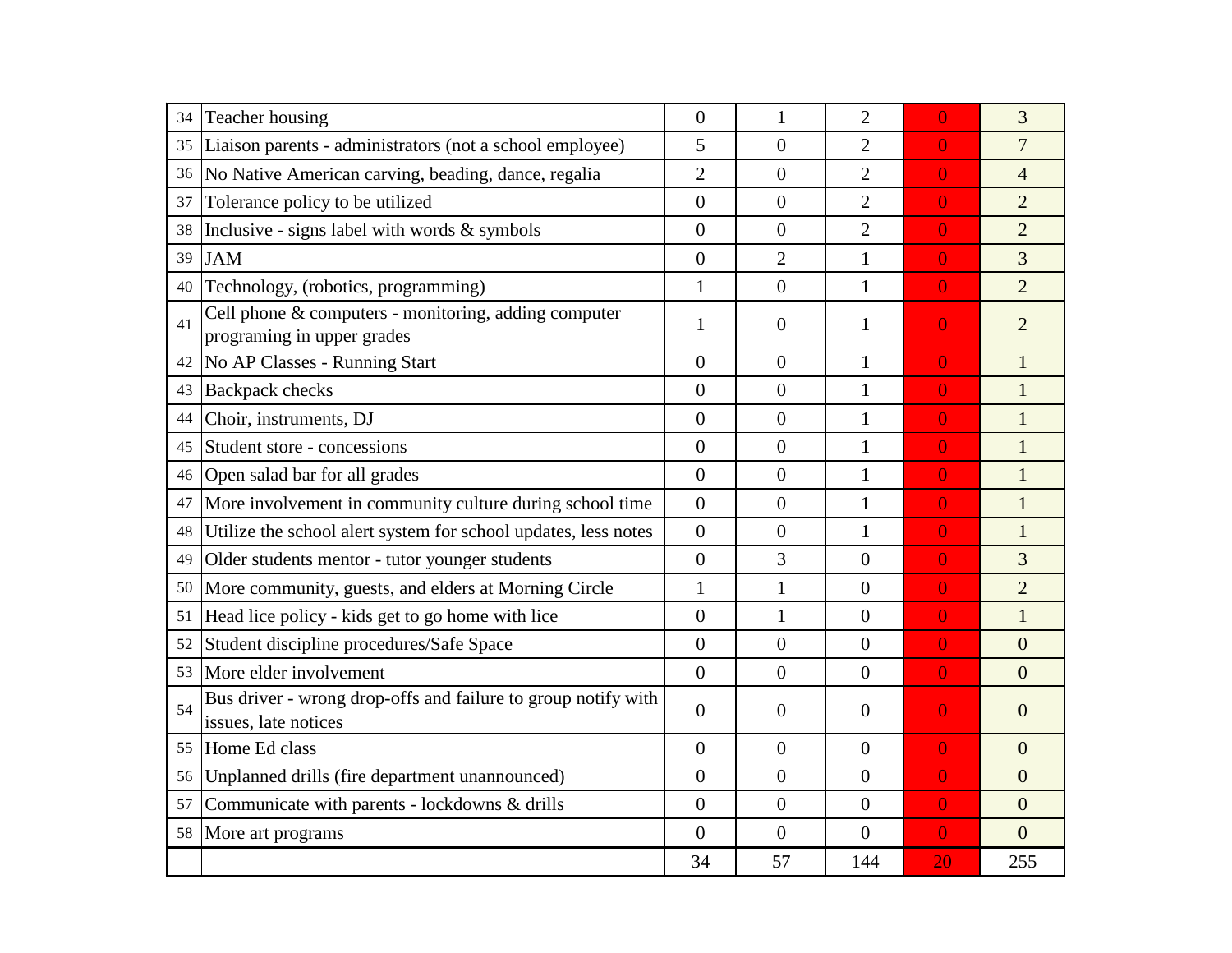| | | | | | | |
|---|---|---|---|---|---|---|
| 34 | Teacher housing | 0 | 1 | 2 | 0 | 3 |
| 35 | Liaison parents - administrators (not a school employee) | 5 | 0 | 2 | 0 | 7 |
| 36 | No Native American carving, beading, dance, regalia | 2 | 0 | 2 | 0 | 4 |
| 37 | Tolerance policy to be utilized | 0 | 0 | 2 | 0 | 2 |
| 38 | Inclusive - signs label with words & symbols | 0 | 0 | 2 | 0 | 2 |
| 39 | JAM | 0 | 2 | 1 | 0 | 3 |
| 40 | Technology, (robotics, programming) | 1 | 0 | 1 | 0 | 2 |
| 41 | Cell phone & computers - monitoring, adding computer programing in upper grades | 1 | 0 | 1 | 0 | 2 |
| 42 | No AP Classes - Running Start | 0 | 0 | 1 | 0 | 1 |
| 43 | Backpack checks | 0 | 0 | 1 | 0 | 1 |
| 44 | Choir, instruments, DJ | 0 | 0 | 1 | 0 | 1 |
| 45 | Student store - concessions | 0 | 0 | 1 | 0 | 1 |
| 46 | Open salad bar for all grades | 0 | 0 | 1 | 0 | 1 |
| 47 | More involvement in community culture during school time | 0 | 0 | 1 | 0 | 1 |
| 48 | Utilize the school alert system for school updates, less notes | 0 | 0 | 1 | 0 | 1 |
| 49 | Older students mentor - tutor younger students | 0 | 3 | 0 | 0 | 3 |
| 50 | More community, guests, and elders at Morning Circle | 1 | 1 | 0 | 0 | 2 |
| 51 | Head lice policy - kids get to go home with lice | 0 | 1 | 0 | 0 | 1 |
| 52 | Student discipline procedures/Safe Space | 0 | 0 | 0 | 0 | 0 |
| 53 | More elder involvement | 0 | 0 | 0 | 0 | 0 |
| 54 | Bus driver - wrong drop-offs and failure to group notify with issues, late notices | 0 | 0 | 0 | 0 | 0 |
| 55 | Home Ed class | 0 | 0 | 0 | 0 | 0 |
| 56 | Unplanned drills (fire department unannounced) | 0 | 0 | 0 | 0 | 0 |
| 57 | Communicate with parents - lockdowns & drills | 0 | 0 | 0 | 0 | 0 |
| 58 | More art programs | 0 | 0 | 0 | 0 | 0 |
| | | 34 | 57 | 144 | 20 | 255 |